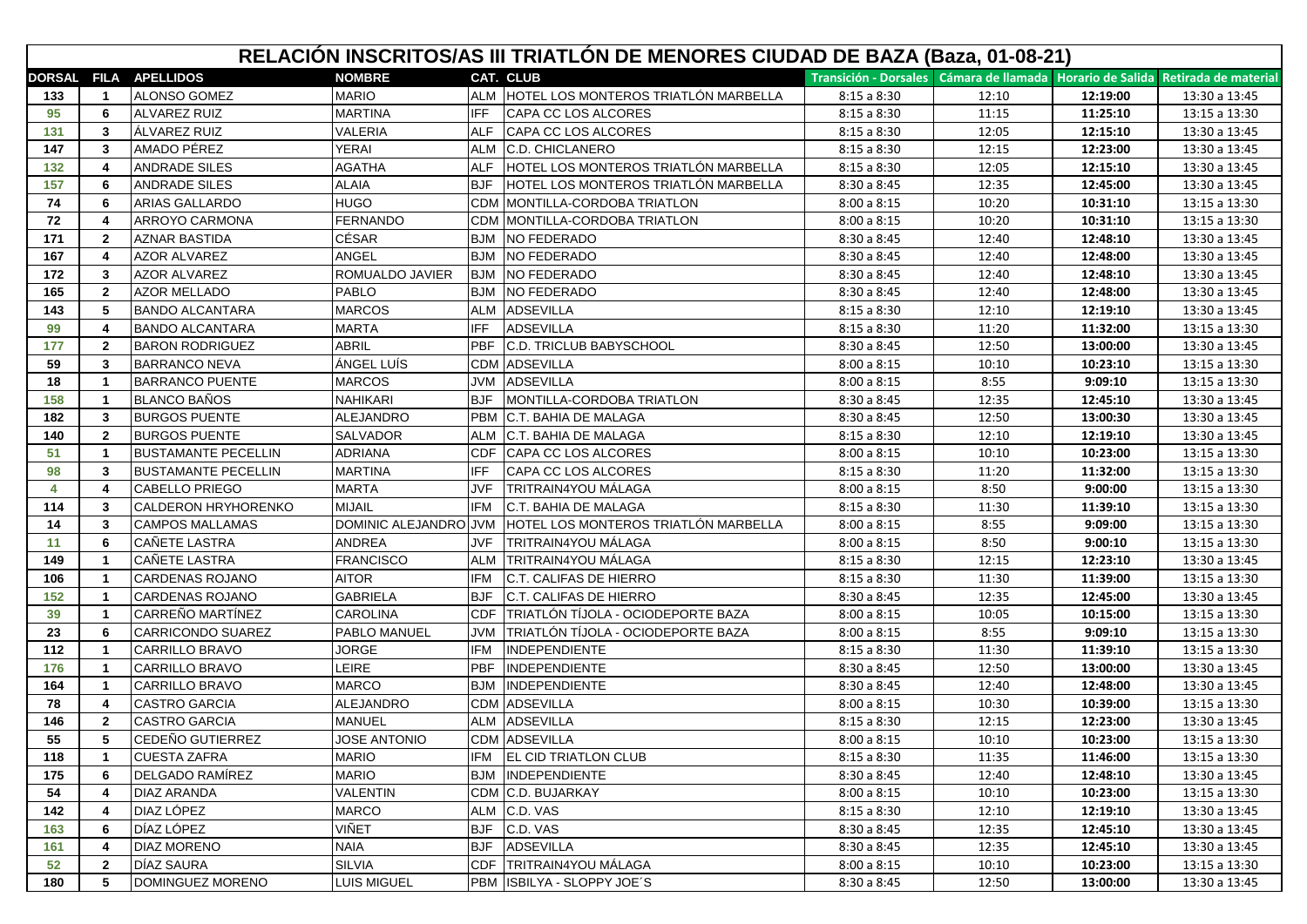# RELACIÓN INSCRITOS/AS III TRIATLÓN DE MENORES CIUDAD DE BAZA (Baza, 01-08-21)

| DORSAL | FILA | APELLIDOS | NOMBRE | CAT. | CLUB | Transición - Dorsales | Cámara de llamada | Horario de Salida | Retirada de material |
|---|---|---|---|---|---|---|---|---|---|
| 133 | 1 | ALONSO GOMEZ | MARIO | ALM | HOTEL LOS MONTEROS TRIATLÓN MARBELLA | 8:15 a 8:30 | 12:10 | 12:19:00 | 13:30 a 13:45 |
| 95 | 6 | ALVAREZ RUIZ | MARTINA | IFF | CAPA CC LOS ALCORES | 8:15 a 8:30 | 11:15 | 11:25:10 | 13:15 a 13:30 |
| 131 | 3 | ÁLVAREZ RUIZ | VALERIA | ALF | CAPA CC LOS ALCORES | 8:15 a 8:30 | 12:05 | 12:15:10 | 13:30 a 13:45 |
| 147 | 3 | AMADO PÉREZ | YERAI | ALM | C.D. CHICLANERO | 8:15 a 8:30 | 12:15 | 12:23:00 | 13:30 a 13:45 |
| 132 | 4 | ANDRADE SILES | AGATHA | ALF | HOTEL LOS MONTEROS TRIATLÓN MARBELLA | 8:15 a 8:30 | 12:05 | 12:15:10 | 13:30 a 13:45 |
| 157 | 6 | ANDRADE SILES | ALAIA | BJF | HOTEL LOS MONTEROS TRIATLÓN MARBELLA | 8:30 a 8:45 | 12:35 | 12:45:00 | 13:30 a 13:45 |
| 74 | 6 | ARIAS GALLARDO | HUGO | CDM | MONTILLA-CORDOBA TRIATLON | 8:00 a 8:15 | 10:20 | 10:31:10 | 13:15 a 13:30 |
| 72 | 4 | ARROYO CARMONA | FERNANDO | CDM | MONTILLA-CORDOBA TRIATLON | 8:00 a 8:15 | 10:20 | 10:31:10 | 13:15 a 13:30 |
| 171 | 2 | AZNAR BASTIDA | CÉSAR | BJM | NO FEDERADO | 8:30 a 8:45 | 12:40 | 12:48:10 | 13:30 a 13:45 |
| 167 | 4 | AZOR ALVAREZ | ANGEL | BJM | NO FEDERADO | 8:30 a 8:45 | 12:40 | 12:48:00 | 13:30 a 13:45 |
| 172 | 3 | AZOR ALVAREZ | ROMUALDO JAVIER | BJM | NO FEDERADO | 8:30 a 8:45 | 12:40 | 12:48:10 | 13:30 a 13:45 |
| 165 | 2 | AZOR MELLADO | PABLO | BJM | NO FEDERADO | 8:30 a 8:45 | 12:40 | 12:48:00 | 13:30 a 13:45 |
| 143 | 5 | BANDO ALCANTARA | MARCOS | ALM | ADSEVILLA | 8:15 a 8:30 | 12:10 | 12:19:10 | 13:30 a 13:45 |
| 99 | 4 | BANDO ALCANTARA | MARTA | IFF | ADSEVILLA | 8:15 a 8:30 | 11:20 | 11:32:00 | 13:15 a 13:30 |
| 177 | 2 | BARON RODRIGUEZ | ABRIL | PBF | C.D. TRICLUB BABYSCHOOL | 8:30 a 8:45 | 12:50 | 13:00:00 | 13:30 a 13:45 |
| 59 | 3 | BARRANCO NEVA | ÁNGEL LUÍS | CDM | ADSEVILLA | 8:00 a 8:15 | 10:10 | 10:23:10 | 13:15 a 13:30 |
| 18 | 1 | BARRANCO PUENTE | MARCOS | JVM | ADSEVILLA | 8:00 a 8:15 | 8:55 | 9:09:10 | 13:15 a 13:30 |
| 158 | 1 | BLANCO BAÑOS | NAHIKARI | BJF | MONTILLA-CORDOBA TRIATLON | 8:30 a 8:45 | 12:35 | 12:45:10 | 13:30 a 13:45 |
| 182 | 3 | BURGOS PUENTE | ALEJANDRO | PBM | C.T. BAHIA DE MALAGA | 8:30 a 8:45 | 12:50 | 13:00:30 | 13:30 a 13:45 |
| 140 | 2 | BURGOS PUENTE | SALVADOR | ALM | C.T. BAHIA DE MALAGA | 8:15 a 8:30 | 12:10 | 12:19:10 | 13:30 a 13:45 |
| 51 | 1 | BUSTAMANTE PECELLIN | ADRIANA | CDF | CAPA CC LOS ALCORES | 8:00 a 8:15 | 10:10 | 10:23:00 | 13:15 a 13:30 |
| 98 | 3 | BUSTAMANTE PECELLIN | MARTINA | IFF | CAPA CC LOS ALCORES | 8:15 a 8:30 | 11:20 | 11:32:00 | 13:15 a 13:30 |
| 4 | 4 | CABELLO PRIEGO | MARTA | JVF | TRITRAIN4YOU MÁLAGA | 8:00 a 8:15 | 8:50 | 9:00:00 | 13:15 a 13:30 |
| 114 | 3 | CALDERON HRYHORENKO | MIJAIL | IFM | C.T. BAHIA DE MALAGA | 8:15 a 8:30 | 11:30 | 11:39:10 | 13:15 a 13:30 |
| 14 | 3 | CAMPOS MALLAMAS | DOMINIC ALEJANDRO | JVM | HOTEL LOS MONTEROS TRIATLÓN MARBELLA | 8:00 a 8:15 | 8:55 | 9:09:00 | 13:15 a 13:30 |
| 11 | 6 | CAÑETE LASTRA | ANDREA | JVF | TRITRAIN4YOU MÁLAGA | 8:00 a 8:15 | 8:50 | 9:00:10 | 13:15 a 13:30 |
| 149 | 1 | CAÑETE LASTRA | FRANCISCO | ALM | TRITRAIN4YOU MÁLAGA | 8:15 a 8:30 | 12:15 | 12:23:10 | 13:30 a 13:45 |
| 106 | 1 | CARDENAS ROJANO | AITOR | IFM | C.T. CALIFAS DE HIERRO | 8:15 a 8:30 | 11:30 | 11:39:00 | 13:15 a 13:30 |
| 152 | 1 | CARDENAS ROJANO | GABRIELA | BJF | C.T. CALIFAS DE HIERRO | 8:30 a 8:45 | 12:35 | 12:45:00 | 13:30 a 13:45 |
| 39 | 1 | CARREÑO MARTÍNEZ | CAROLINA | CDF | TRIATLÓN TÍJOLA - OCIODEPORTE BAZA | 8:00 a 8:15 | 10:05 | 10:15:00 | 13:15 a 13:30 |
| 23 | 6 | CARRICONDO SUAREZ | PABLO MANUEL | JVM | TRIATLÓN TÍJOLA - OCIODEPORTE BAZA | 8:00 a 8:15 | 8:55 | 9:09:10 | 13:15 a 13:30 |
| 112 | 1 | CARRILLO BRAVO | JORGE | IFM | INDEPENDIENTE | 8:15 a 8:30 | 11:30 | 11:39:10 | 13:15 a 13:30 |
| 176 | 1 | CARRILLO BRAVO | LEIRE | PBF | INDEPENDIENTE | 8:30 a 8:45 | 12:50 | 13:00:00 | 13:30 a 13:45 |
| 164 | 1 | CARRILLO BRAVO | MARCO | BJM | INDEPENDIENTE | 8:30 a 8:45 | 12:40 | 12:48:00 | 13:30 a 13:45 |
| 78 | 4 | CASTRO GARCIA | ALEJANDRO | CDM | ADSEVILLA | 8:00 a 8:15 | 10:30 | 10:39:00 | 13:15 a 13:30 |
| 146 | 2 | CASTRO GARCIA | MANUEL | ALM | ADSEVILLA | 8:15 a 8:30 | 12:15 | 12:23:00 | 13:30 a 13:45 |
| 55 | 5 | CEDEÑO GUTIERREZ | JOSE ANTONIO | CDM | ADSEVILLA | 8:00 a 8:15 | 10:10 | 10:23:00 | 13:15 a 13:30 |
| 118 | 1 | CUESTA ZAFRA | MARIO | IFM | EL CID TRIATLON CLUB | 8:15 a 8:30 | 11:35 | 11:46:00 | 13:15 a 13:30 |
| 175 | 6 | DELGADO RAMÍREZ | MARIO | BJM | INDEPENDIENTE | 8:30 a 8:45 | 12:40 | 12:48:10 | 13:30 a 13:45 |
| 54 | 4 | DIAZ ARANDA | VALENTIN | CDM | C.D. BUJARKAY | 8:00 a 8:15 | 10:10 | 10:23:00 | 13:15 a 13:30 |
| 142 | 4 | DIAZ LÓPEZ | MARCO | ALM | C.D. VAS | 8:15 a 8:30 | 12:10 | 12:19:10 | 13:30 a 13:45 |
| 163 | 6 | DÍAZ LÓPEZ | VIÑET | BJF | C.D. VAS | 8:30 a 8:45 | 12:35 | 12:45:10 | 13:30 a 13:45 |
| 161 | 4 | DIAZ MORENO | NAIA | BJF | ADSEVILLA | 8:30 a 8:45 | 12:35 | 12:45:10 | 13:30 a 13:45 |
| 52 | 2 | DÍAZ SAURA | SILVIA | CDF | TRITRAIN4YOU MÁLAGA | 8:00 a 8:15 | 10:10 | 10:23:00 | 13:15 a 13:30 |
| 180 | 5 | DOMINGUEZ MORENO | LUIS MIGUEL | PBM | ISBILYA - SLOPPY JOE´S | 8:30 a 8:45 | 12:50 | 13:00:00 | 13:30 a 13:45 |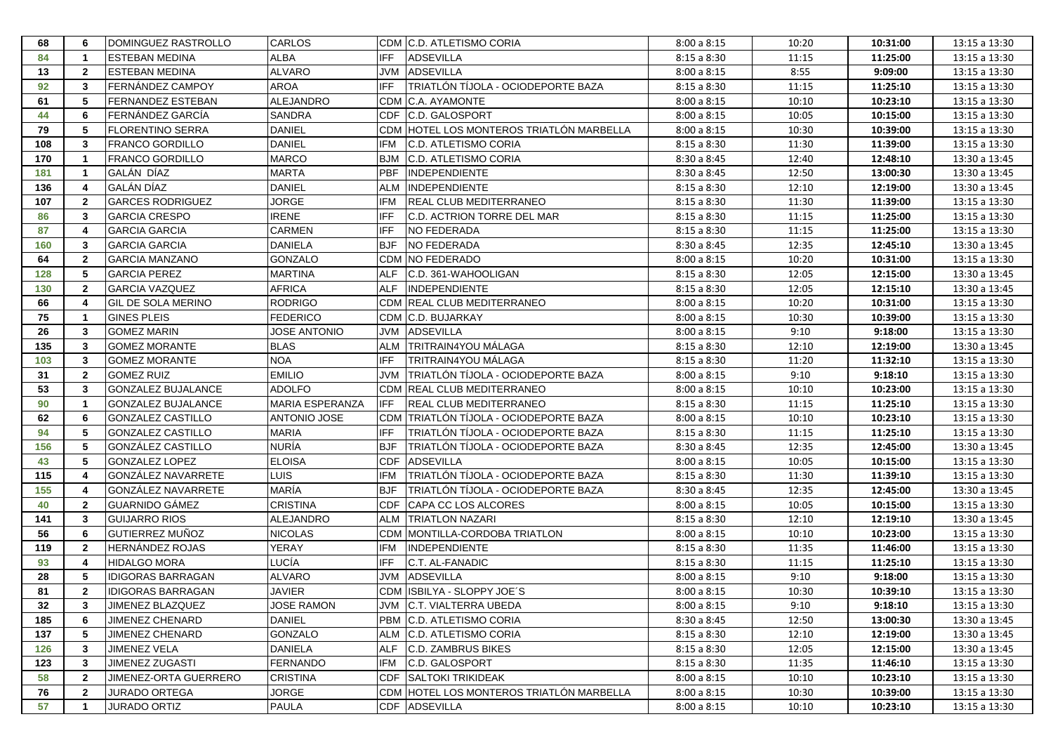| 68 | 6 | DOMINGUEZ RASTROLLO | CARLOS | CDM | C.D. ATLETISMO CORIA | 8:00 a 8:15 | 10:20 | **10:31:00** | 13:15 a 13:30 |
|---|---|---|---|---|---|---|---|---|---|
| 84 | 1 | ESTEBAN MEDINA | ALBA | IFF | ADSEVILLA | 8:15 a 8:30 | 11:15 | **11:25:00** | 13:15 a 13:30 |
| 13 | 2 | ESTEBAN MEDINA | ALVARO | JVM | ADSEVILLA | 8:00 a 8:15 | 8:55 | **9:09:00** | 13:15 a 13:30 |
| 92 | 3 | FERNÁNDEZ CAMPOY | AROA | IFF | TRIATLÓN TÍJOLA - OCIODEPORTE BAZA | 8:15 a 8:30 | 11:15 | **11:25:10** | 13:15 a 13:30 |
| 61 | 5 | FERNANDEZ ESTEBAN | ALEJANDRO | CDM | C.A. AYAMONTE | 8:00 a 8:15 | 10:10 | **10:23:10** | 13:15 a 13:30 |
| 44 | 6 | FERNÁNDEZ GARCÍA | SANDRA | CDF | C.D. GALOSPORT | 8:00 a 8:15 | 10:05 | **10:15:00** | 13:15 a 13:30 |
| 79 | 5 | FLORENTINO SERRA | DANIEL | CDM | HOTEL LOS MONTEROS TRIATLÓN MARBELLA | 8:00 a 8:15 | 10:30 | **10:39:00** | 13:15 a 13:30 |
| 108 | 3 | FRANCO GORDILLO | DANIEL | IFM | C.D. ATLETISMO CORIA | 8:15 a 8:30 | 11:30 | **11:39:00** | 13:15 a 13:30 |
| 170 | 1 | FRANCO GORDILLO | MARCO | BJM | C.D. ATLETISMO CORIA | 8:30 a 8:45 | 12:40 | **12:48:10** | 13:30 a 13:45 |
| 181 | 1 | GALÁN DÍAZ | MARTA | PBF | INDEPENDIENTE | 8:30 a 8:45 | 12:50 | **13:00:30** | 13:30 a 13:45 |
| 136 | 4 | GALÁN DÍAZ | DANIEL | ALM | INDEPENDIENTE | 8:15 a 8:30 | 12:10 | **12:19:00** | 13:30 a 13:45 |
| 107 | 2 | GARCES RODRIGUEZ | JORGE | IFM | REAL CLUB MEDITERRANEO | 8:15 a 8:30 | 11:30 | **11:39:00** | 13:15 a 13:30 |
| 86 | 3 | GARCIA CRESPO | IRENE | IFF | C.D. ACTRION TORRE DEL MAR | 8:15 a 8:30 | 11:15 | **11:25:00** | 13:15 a 13:30 |
| 87 | 4 | GARCIA GARCIA | CARMEN | IFF | NO FEDERADA | 8:15 a 8:30 | 11:15 | **11:25:00** | 13:15 a 13:30 |
| 160 | 3 | GARCIA GARCIA | DANIELA | BJF | NO FEDERADA | 8:30 a 8:45 | 12:35 | **12:45:10** | 13:30 a 13:45 |
| 64 | 2 | GARCIA MANZANO | GONZALO | CDM | NO FEDERADO | 8:00 a 8:15 | 10:20 | **10:31:00** | 13:15 a 13:30 |
| 128 | 5 | GARCIA PEREZ | MARTINA | ALF | C.D. 361-WAHOOLIGAN | 8:15 a 8:30 | 12:05 | **12:15:00** | 13:30 a 13:45 |
| 130 | 2 | GARCIA VAZQUEZ | AFRICA | ALF | INDEPENDIENTE | 8:15 a 8:30 | 12:05 | **12:15:10** | 13:30 a 13:45 |
| 66 | 4 | GIL DE SOLA MERINO | RODRIGO | CDM | REAL CLUB MEDITERRANEO | 8:00 a 8:15 | 10:20 | **10:31:00** | 13:15 a 13:30 |
| 75 | 1 | GINES PLEIS | FEDERICO | CDM | C.D. BUJARKAY | 8:00 a 8:15 | 10:30 | **10:39:00** | 13:15 a 13:30 |
| 26 | 3 | GOMEZ MARIN | JOSE ANTONIO | JVM | ADSEVILLA | 8:00 a 8:15 | 9:10 | **9:18:00** | 13:15 a 13:30 |
| 135 | 3 | GOMEZ MORANTE | BLAS | ALM | TRITRAIN4YOU MÁLAGA | 8:15 a 8:30 | 12:10 | **12:19:00** | 13:30 a 13:45 |
| 103 | 3 | GOMEZ MORANTE | NOA | IFF | TRITRAIN4YOU MÁLAGA | 8:15 a 8:30 | 11:20 | **11:32:10** | 13:15 a 13:30 |
| 31 | 2 | GOMEZ RUIZ | EMILIO | JVM | TRIATLÓN TÍJOLA - OCIODEPORTE BAZA | 8:00 a 8:15 | 9:10 | **9:18:10** | 13:15 a 13:30 |
| 53 | 3 | GONZALEZ BUJALANCE | ADOLFO | CDM | REAL CLUB MEDITERRANEO | 8:00 a 8:15 | 10:10 | **10:23:00** | 13:15 a 13:30 |
| 90 | 1 | GONZALEZ BUJALANCE | MARIA ESPERANZA | IFF | REAL CLUB MEDITERRANEO | 8:15 a 8:30 | 11:15 | **11:25:10** | 13:15 a 13:30 |
| 62 | 6 | GONZALEZ CASTILLO | ANTONIO JOSE | CDM | TRIATLÓN TÍJOLA - OCIODEPORTE BAZA | 8:00 a 8:15 | 10:10 | **10:23:10** | 13:15 a 13:30 |
| 94 | 5 | GONZALEZ CASTILLO | MARIA | IFF | TRIATLÓN TÍJOLA - OCIODEPORTE BAZA | 8:15 a 8:30 | 11:15 | **11:25:10** | 13:15 a 13:30 |
| 156 | 5 | GONZÁLEZ CASTILLO | NURÍA | BJF | TRIATLÓN TÍJOLA - OCIODEPORTE BAZA | 8:30 a 8:45 | 12:35 | **12:45:00** | 13:30 a 13:45 |
| 43 | 5 | GONZALEZ LOPEZ | ELOISA | CDF | ADSEVILLA | 8:00 a 8:15 | 10:05 | **10:15:00** | 13:15 a 13:30 |
| 115 | 4 | GONZÁLEZ NAVARRETE | LUIS | IFM | TRIATLÓN TÍJOLA - OCIODEPORTE BAZA | 8:15 a 8:30 | 11:30 | **11:39:10** | 13:15 a 13:30 |
| 155 | 4 | GONZÁLEZ NAVARRETE | MARÍA | BJF | TRIATLÓN TÍJOLA - OCIODEPORTE BAZA | 8:30 a 8:45 | 12:35 | **12:45:00** | 13:30 a 13:45 |
| 40 | 2 | GUARNIDO GÁMEZ | CRISTINA | CDF | CAPA CC LOS ALCORES | 8:00 a 8:15 | 10:05 | **10:15:00** | 13:15 a 13:30 |
| 141 | 3 | GUIJARRO RIOS | ALEJANDRO | ALM | TRIATLON NAZARI | 8:15 a 8:30 | 12:10 | **12:19:10** | 13:30 a 13:45 |
| 56 | 6 | GUTIERREZ MUÑOZ | NICOLAS | CDM | MONTILLA-CORDOBA TRIATLON | 8:00 a 8:15 | 10:10 | **10:23:00** | 13:15 a 13:30 |
| 119 | 2 | HERNÁNDEZ ROJAS | YERAY | IFM | INDEPENDIENTE | 8:15 a 8:30 | 11:35 | **11:46:00** | 13:15 a 13:30 |
| 93 | 4 | HIDALGO MORA | LUCÍA | IFF | C.T. AL-FANADIC | 8:15 a 8:30 | 11:15 | **11:25:10** | 13:15 a 13:30 |
| 28 | 5 | IDIGORAS BARRAGAN | ALVARO | JVM | ADSEVILLA | 8:00 a 8:15 | 9:10 | **9:18:00** | 13:15 a 13:30 |
| 81 | 2 | IDIGORAS BARRAGAN | JAVIER | CDM | ISBILYA - SLOPPY JOE´S | 8:00 a 8:15 | 10:30 | **10:39:10** | 13:15 a 13:30 |
| 32 | 3 | JIMENEZ BLAZQUEZ | JOSE RAMON | JVM | C.T. VIALTERRA UBEDA | 8:00 a 8:15 | 9:10 | **9:18:10** | 13:15 a 13:30 |
| 185 | 6 | JIMENEZ CHENARD | DANIEL | PBM | C.D. ATLETISMO CORIA | 8:30 a 8:45 | 12:50 | **13:00:30** | 13:30 a 13:45 |
| 137 | 5 | JIMENEZ CHENARD | GONZALO | ALM | C.D. ATLETISMO CORIA | 8:15 a 8:30 | 12:10 | **12:19:00** | 13:30 a 13:45 |
| 126 | 3 | JIMENEZ VELA | DANIELA | ALF | C.D. ZAMBRUS BIKES | 8:15 a 8:30 | 12:05 | **12:15:00** | 13:30 a 13:45 |
| 123 | 3 | JIMENEZ ZUGASTI | FERNANDO | IFM | C.D. GALOSPORT | 8:15 a 8:30 | 11:35 | **11:46:10** | 13:15 a 13:30 |
| 58 | 2 | JIMENEZ-ORTA GUERRERO | CRISTINA | CDF | SALTOKI TRIKIDEAK | 8:00 a 8:15 | 10:10 | **10:23:10** | 13:15 a 13:30 |
| 76 | 2 | JURADO ORTEGA | JORGE | CDM | HOTEL LOS MONTEROS TRIATLÓN MARBELLA | 8:00 a 8:15 | 10:30 | **10:39:00** | 13:15 a 13:30 |
| 57 | 1 | JURADO ORTIZ | PAULA | CDF | ADSEVILLA | 8:00 a 8:15 | 10:10 | **10:23:10** | 13:15 a 13:30 |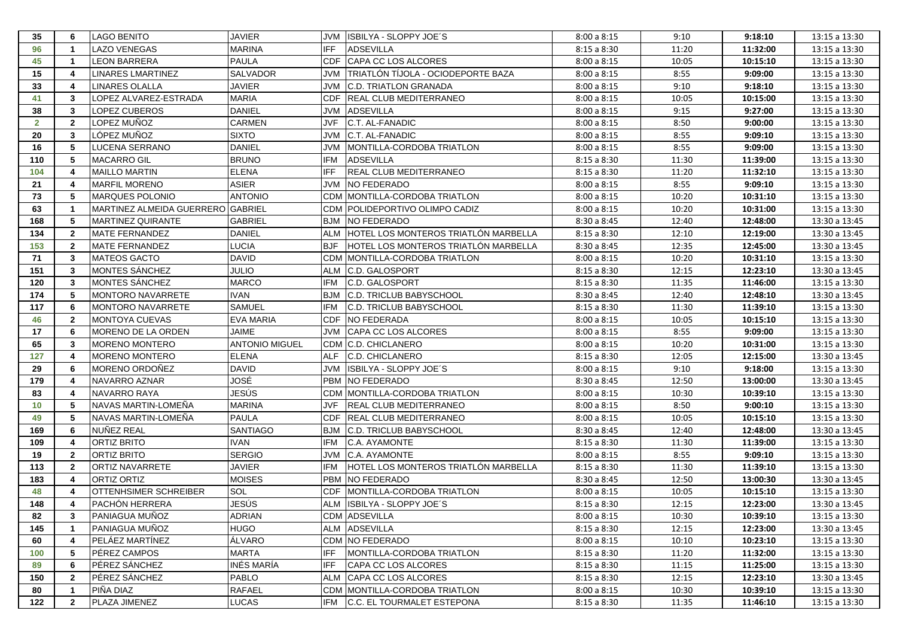| 35 | 6 | LAGO BENITO | JAVIER | JVM | ISBILYA - SLOPPY JOE´S | 8:00 a 8:15 | 9:10 | **9:18:10** | 13:15 a 13:30 |
|---|---|---|---|---|---|---|---|---|---|
| 96 | 1 | LAZO VENEGAS | MARINA | IFF | ADSEVILLA | 8:15 a 8:30 | 11:20 | **11:32:00** | 13:15 a 13:30 |
| 45 | 1 | LEON BARRERA | PAULA | CDF | CAPA CC LOS ALCORES | 8:00 a 8:15 | 10:05 | **10:15:10** | 13:15 a 13:30 |
| 15 | 4 | LINARES LMARTINEZ | SALVADOR | JVM | TRIATLÓN TÍJOLA - OCIODEPORTE BAZA | 8:00 a 8:15 | 8:55 | **9:09:00** | 13:15 a 13:30 |
| 33 | 4 | LINARES OLALLA | JAVIER | JVM | C.D. TRIATLON GRANADA | 8:00 a 8:15 | 9:10 | **9:18:10** | 13:15 a 13:30 |
| 41 | 3 | LOPEZ ALVAREZ-ESTRADA | MARIA | CDF | REAL CLUB MEDITERRANEO | 8:00 a 8:15 | 10:05 | **10:15:00** | 13:15 a 13:30 |
| 38 | 3 | LOPEZ CUBEROS | DANIEL | JVM | ADSEVILLA | 8:00 a 8:15 | 9:15 | **9:27:00** | 13:15 a 13:30 |
| 2 | 2 | LOPEZ MUÑOZ | CARMEN | JVF | C.T. AL-FANADIC | 8:00 a 8:15 | 8:50 | **9:00:00** | 13:15 a 13:30 |
| 20 | 3 | LÓPEZ MUÑOZ | SIXTO | JVM | C.T. AL-FANADIC | 8:00 a 8:15 | 8:55 | **9:09:10** | 13:15 a 13:30 |
| 16 | 5 | LUCENA SERRANO | DANIEL | JVM | MONTILLA-CORDOBA TRIATLON | 8:00 a 8:15 | 8:55 | **9:09:00** | 13:15 a 13:30 |
| 110 | 5 | MACARRO GIL | BRUNO | IFM | ADSEVILLA | 8:15 a 8:30 | 11:30 | **11:39:00** | 13:15 a 13:30 |
| 104 | 4 | MAILLO MARTIN | ELENA | IFF | REAL CLUB MEDITERRANEO | 8:15 a 8:30 | 11:20 | **11:32:10** | 13:15 a 13:30 |
| 21 | 4 | MARFIL MORENO | ASIER | JVM | NO FEDERADO | 8:00 a 8:15 | 8:55 | **9:09:10** | 13:15 a 13:30 |
| 73 | 5 | MARQUES POLONIO | ANTONIO | CDM | MONTILLA-CORDOBA TRIATLON | 8:00 a 8:15 | 10:20 | **10:31:10** | 13:15 a 13:30 |
| 63 | 1 | MARTINEZ ALMEIDA GUERRERO | GABRIEL | CDM | POLIDEPORTIVO OLIMPO CADIZ | 8:00 a 8:15 | 10:20 | **10:31:00** | 13:15 a 13:30 |
| 168 | 5 | MARTINEZ QUIRANTE | GABRIEL | BJM | NO FEDERADO | 8:30 a 8:45 | 12:40 | **12:48:00** | 13:30 a 13:45 |
| 134 | 2 | MATE FERNANDEZ | DANIEL | ALM | HOTEL LOS MONTEROS TRIATLÓN MARBELLA | 8:15 a 8:30 | 12:10 | **12:19:00** | 13:30 a 13:45 |
| 153 | 2 | MATE FERNANDEZ | LUCIA | BJF | HOTEL LOS MONTEROS TRIATLÓN MARBELLA | 8:30 a 8:45 | 12:35 | **12:45:00** | 13:30 a 13:45 |
| 71 | 3 | MATEOS GACTO | DAVID | CDM | MONTILLA-CORDOBA TRIATLON | 8:00 a 8:15 | 10:20 | **10:31:10** | 13:15 a 13:30 |
| 151 | 3 | MONTES SÁNCHEZ | JULIO | ALM | C.D. GALOSPORT | 8:15 a 8:30 | 12:15 | **12:23:10** | 13:30 a 13:45 |
| 120 | 3 | MONTES SÁNCHEZ | MARCO | IFM | C.D. GALOSPORT | 8:15 a 8:30 | 11:35 | **11:46:00** | 13:15 a 13:30 |
| 174 | 5 | MONTORO NAVARRETE | IVAN | BJM | C.D. TRICLUB BABYSCHOOL | 8:30 a 8:45 | 12:40 | **12:48:10** | 13:30 a 13:45 |
| 117 | 6 | MONTORO NAVARRETE | SAMUEL | IFM | C.D. TRICLUB BABYSCHOOL | 8:15 a 8:30 | 11:30 | **11:39:10** | 13:15 a 13:30 |
| 46 | 2 | MONTOYA CUEVAS | EVA MARIA | CDF | NO FEDERADA | 8:00 a 8:15 | 10:05 | **10:15:10** | 13:15 a 13:30 |
| 17 | 6 | MORENO DE LA ORDEN | JAIME | JVM | CAPA CC LOS ALCORES | 8:00 a 8:15 | 8:55 | **9:09:00** | 13:15 a 13:30 |
| 65 | 3 | MORENO MONTERO | ANTONIO MIGUEL | CDM | C.D. CHICLANERO | 8:00 a 8:15 | 10:20 | **10:31:00** | 13:15 a 13:30 |
| 127 | 4 | MORENO MONTERO | ELENA | ALF | C.D. CHICLANERO | 8:15 a 8:30 | 12:05 | **12:15:00** | 13:30 a 13:45 |
| 29 | 6 | MORENO ORDOÑEZ | DAVID | JVM | ISBILYA - SLOPPY JOE´S | 8:00 a 8:15 | 9:10 | **9:18:00** | 13:15 a 13:30 |
| 179 | 4 | NAVARRO AZNAR | JOSÉ | PBM | NO FEDERADO | 8:30 a 8:45 | 12:50 | **13:00:00** | 13:30 a 13:45 |
| 83 | 4 | NAVARRO RAYA | JESÚS | CDM | MONTILLA-CORDOBA TRIATLON | 8:00 a 8:15 | 10:30 | **10:39:10** | 13:15 a 13:30 |
| 10 | 5 | NAVAS MARTIN-LOMEÑA | MARINA | JVF | REAL CLUB MEDITERRANEO | 8:00 a 8:15 | 8:50 | **9:00:10** | 13:15 a 13:30 |
| 49 | 5 | NAVAS MARTIN-LOMEÑA | PAULA | CDF | REAL CLUB MEDITERRANEO | 8:00 a 8:15 | 10:05 | **10:15:10** | 13:15 a 13:30 |
| 169 | 6 | NUÑEZ REAL | SANTIAGO | BJM | C.D. TRICLUB BABYSCHOOL | 8:30 a 8:45 | 12:40 | **12:48:00** | 13:30 a 13:45 |
| 109 | 4 | ORTIZ BRITO | IVAN | IFM | C.A. AYAMONTE | 8:15 a 8:30 | 11:30 | **11:39:00** | 13:15 a 13:30 |
| 19 | 2 | ORTIZ BRITO | SERGIO | JVM | C.A. AYAMONTE | 8:00 a 8:15 | 8:55 | **9:09:10** | 13:15 a 13:30 |
| 113 | 2 | ORTIZ NAVARRETE | JAVIER | IFM | HOTEL LOS MONTEROS TRIATLÓN MARBELLA | 8:15 a 8:30 | 11:30 | **11:39:10** | 13:15 a 13:30 |
| 183 | 4 | ORTIZ ORTIZ | MOISES | PBM | NO FEDERADO | 8:30 a 8:45 | 12:50 | **13:00:30** | 13:30 a 13:45 |
| 48 | 4 | OTTENHSIMER SCHREIBER | SOL | CDF | MONTILLA-CORDOBA TRIATLON | 8:00 a 8:15 | 10:05 | **10:15:10** | 13:15 a 13:30 |
| 148 | 4 | PACHÓN HERRERA | JESÚS | ALM | ISBILYA - SLOPPY JOE´S | 8:15 a 8:30 | 12:15 | **12:23:00** | 13:30 a 13:45 |
| 82 | 3 | PANIAGUA MUÑOZ | ADRIAN | CDM | ADSEVILLA | 8:00 a 8:15 | 10:30 | **10:39:10** | 13:15 a 13:30 |
| 145 | 1 | PANIAGUA MUÑOZ | HUGO | ALM | ADSEVILLA | 8:15 a 8:30 | 12:15 | **12:23:00** | 13:30 a 13:45 |
| 60 | 4 | PELÁEZ MARTÍNEZ | ÁLVARO | CDM | NO FEDERADO | 8:00 a 8:15 | 10:10 | **10:23:10** | 13:15 a 13:30 |
| 100 | 5 | PÉREZ CAMPOS | MARTA | IFF | MONTILLA-CORDOBA TRIATLON | 8:15 a 8:30 | 11:20 | **11:32:00** | 13:15 a 13:30 |
| 89 | 6 | PÉREZ SÁNCHEZ | INÉS MARÍA | IFF | CAPA CC LOS ALCORES | 8:15 a 8:30 | 11:15 | **11:25:00** | 13:15 a 13:30 |
| 150 | 2 | PÉREZ SÁNCHEZ | PABLO | ALM | CAPA CC LOS ALCORES | 8:15 a 8:30 | 12:15 | **12:23:10** | 13:30 a 13:45 |
| 80 | 1 | PIÑA DIAZ | RAFAEL | CDM | MONTILLA-CORDOBA TRIATLON | 8:00 a 8:15 | 10:30 | **10:39:10** | 13:15 a 13:30 |
| 122 | 2 | PLAZA JIMENEZ | LUCAS | IFM | C.C. EL TOURMALET ESTEPONA | 8:15 a 8:30 | 11:35 | **11:46:10** | 13:15 a 13:30 |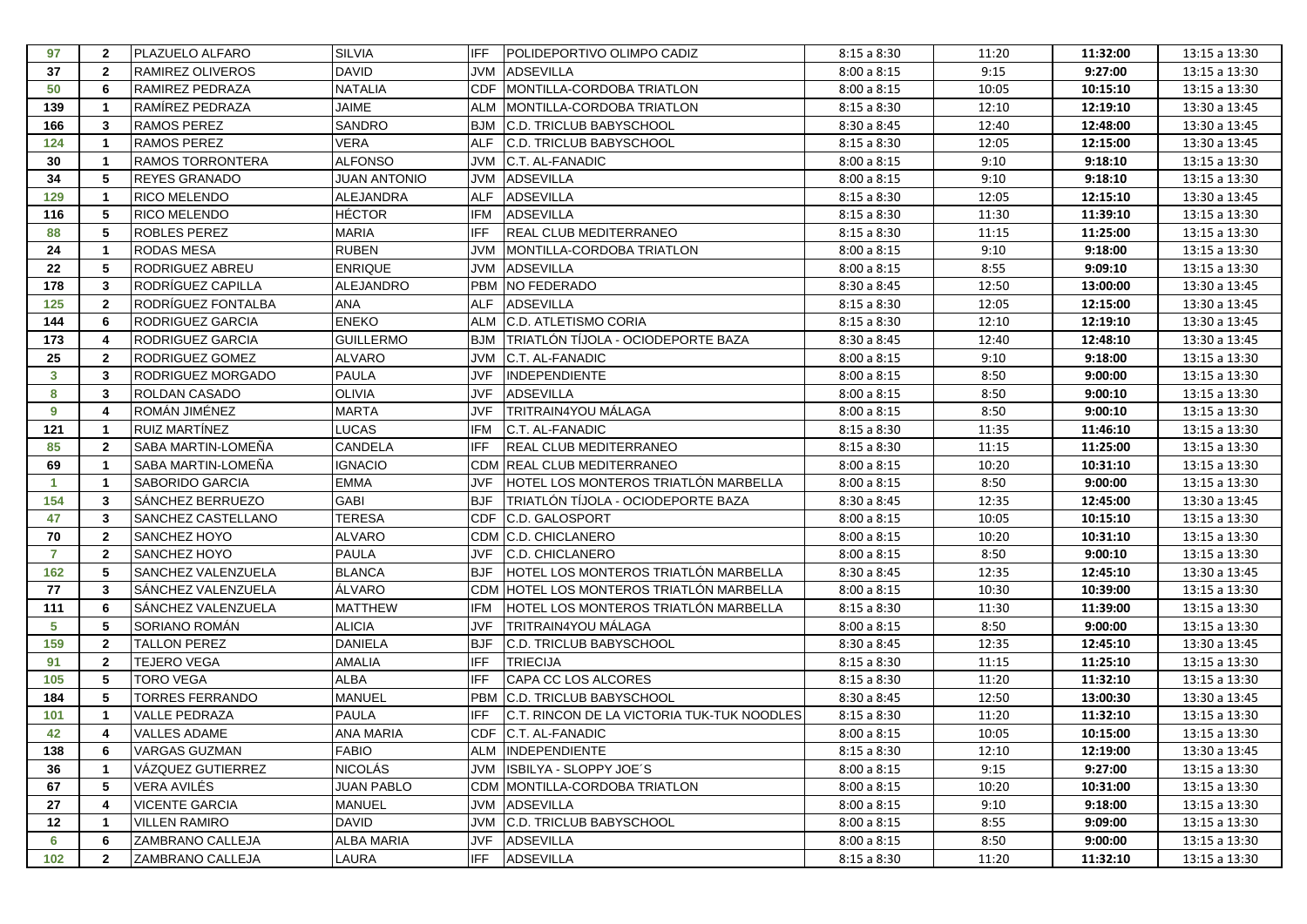| | | | | | | | | | |
|---|---|---|---|---|---|---|---|---|---|
| 97 | 2 | PLAZUELO ALFARO | SILVIA | IFF | POLIDEPORTIVO OLIMPO CADIZ | 8:15 a 8:30 | 11:20 | **11:32:00** | 13:15 a 13:30 |
| 37 | 2 | RAMIREZ OLIVEROS | DAVID | JVM | ADSEVILLA | 8:00 a 8:15 | 9:15 | **9:27:00** | 13:15 a 13:30 |
| 50 | 6 | RAMIREZ PEDRAZA | NATALIA | CDF | MONTILLA-CORDOBA TRIATLON | 8:00 a 8:15 | 10:05 | **10:15:10** | 13:15 a 13:30 |
| 139 | 1 | RAMÍREZ PEDRAZA | JAIME | ALM | MONTILLA-CORDOBA TRIATLON | 8:15 a 8:30 | 12:10 | **12:19:10** | 13:30 a 13:45 |
| 166 | 3 | RAMOS PEREZ | SANDRO | BJM | C.D. TRICLUB BABYSCHOOL | 8:30 a 8:45 | 12:40 | **12:48:00** | 13:30 a 13:45 |
| 124 | 1 | RAMOS PEREZ | VERA | ALF | C.D. TRICLUB BABYSCHOOL | 8:15 a 8:30 | 12:05 | **12:15:00** | 13:30 a 13:45 |
| 30 | 1 | RAMOS TORRONTERA | ALFONSO | JVM | C.T. AL-FANADIC | 8:00 a 8:15 | 9:10 | **9:18:10** | 13:15 a 13:30 |
| 34 | 5 | REYES GRANADO | JUAN ANTONIO | JVM | ADSEVILLA | 8:00 a 8:15 | 9:10 | **9:18:10** | 13:15 a 13:30 |
| 129 | 1 | RICO MELENDO | ALEJANDRA | ALF | ADSEVILLA | 8:15 a 8:30 | 12:05 | **12:15:10** | 13:30 a 13:45 |
| 116 | 5 | RICO MELENDO | HÉCTOR | IFM | ADSEVILLA | 8:15 a 8:30 | 11:30 | **11:39:10** | 13:15 a 13:30 |
| 88 | 5 | ROBLES PEREZ | MARIA | IFF | REAL CLUB MEDITERRANEO | 8:15 a 8:30 | 11:15 | **11:25:00** | 13:15 a 13:30 |
| 24 | 1 | RODAS MESA | RUBEN | JVM | MONTILLA-CORDOBA TRIATLON | 8:00 a 8:15 | 9:10 | **9:18:00** | 13:15 a 13:30 |
| 22 | 5 | RODRIGUEZ ABREU | ENRIQUE | JVM | ADSEVILLA | 8:00 a 8:15 | 8:55 | **9:09:10** | 13:15 a 13:30 |
| 178 | 3 | RODRÍGUEZ CAPILLA | ALEJANDRO | PBM | NO FEDERADO | 8:30 a 8:45 | 12:50 | **13:00:00** | 13:30 a 13:45 |
| 125 | 2 | RODRÍGUEZ FONTALBA | ANA | ALF | ADSEVILLA | 8:15 a 8:30 | 12:05 | **12:15:00** | 13:30 a 13:45 |
| 144 | 6 | RODRIGUEZ GARCIA | ENEKO | ALM | C.D. ATLETISMO CORIA | 8:15 a 8:30 | 12:10 | **12:19:10** | 13:30 a 13:45 |
| 173 | 4 | RODRIGUEZ GARCIA | GUILLERMO | BJM | TRIATLÓN TÍJOLA - OCIODEPORTE BAZA | 8:30 a 8:45 | 12:40 | **12:48:10** | 13:30 a 13:45 |
| 25 | 2 | RODRIGUEZ GOMEZ | ALVARO | JVM | C.T. AL-FANADIC | 8:00 a 8:15 | 9:10 | **9:18:00** | 13:15 a 13:30 |
| 3 | 3 | RODRIGUEZ MORGADO | PAULA | JVF | INDEPENDIENTE | 8:00 a 8:15 | 8:50 | **9:00:00** | 13:15 a 13:30 |
| 8 | 3 | ROLDAN CASADO | OLIVIA | JVF | ADSEVILLA | 8:00 a 8:15 | 8:50 | **9:00:10** | 13:15 a 13:30 |
| 9 | 4 | ROMÁN JIMÉNEZ | MARTA | JVF | TRITRAIN4YOU MÁLAGA | 8:00 a 8:15 | 8:50 | **9:00:10** | 13:15 a 13:30 |
| 121 | 1 | RUIZ MARTÍNEZ | LUCAS | IFM | C.T. AL-FANADIC | 8:15 a 8:30 | 11:35 | **11:46:10** | 13:15 a 13:30 |
| 85 | 2 | SABA MARTIN-LOMEÑA | CANDELA | IFF | REAL CLUB MEDITERRANEO | 8:15 a 8:30 | 11:15 | **11:25:00** | 13:15 a 13:30 |
| 69 | 1 | SABA MARTIN-LOMEÑA | IGNACIO | CDM | REAL CLUB MEDITERRANEO | 8:00 a 8:15 | 10:20 | **10:31:10** | 13:15 a 13:30 |
| 1 | 1 | SABORIDO GARCIA | EMMA | JVF | HOTEL LOS MONTEROS TRIATLÓN MARBELLA | 8:00 a 8:15 | 8:50 | **9:00:00** | 13:15 a 13:30 |
| 154 | 3 | SÁNCHEZ BERRUEZO | GABI | BJF | TRIATLÓN TÍJOLA - OCIODEPORTE BAZA | 8:30 a 8:45 | 12:35 | **12:45:00** | 13:30 a 13:45 |
| 47 | 3 | SANCHEZ CASTELLANO | TERESA | CDF | C.D. GALOSPORT | 8:00 a 8:15 | 10:05 | **10:15:10** | 13:15 a 13:30 |
| 70 | 2 | SANCHEZ HOYO | ALVARO | CDM | C.D. CHICLANERO | 8:00 a 8:15 | 10:20 | **10:31:10** | 13:15 a 13:30 |
| 7 | 2 | SANCHEZ HOYO | PAULA | JVF | C.D. CHICLANERO | 8:00 a 8:15 | 8:50 | **9:00:10** | 13:15 a 13:30 |
| 162 | 5 | SANCHEZ VALENZUELA | BLANCA | BJF | HOTEL LOS MONTEROS TRIATLÓN MARBELLA | 8:30 a 8:45 | 12:35 | **12:45:10** | 13:30 a 13:45 |
| 77 | 3 | SÁNCHEZ VALENZUELA | ÁLVARO | CDM | HOTEL LOS MONTEROS TRIATLÓN MARBELLA | 8:00 a 8:15 | 10:30 | **10:39:00** | 13:15 a 13:30 |
| 111 | 6 | SÁNCHEZ VALENZUELA | MATTHEW | IFM | HOTEL LOS MONTEROS TRIATLÓN MARBELLA | 8:15 a 8:30 | 11:30 | **11:39:00** | 13:15 a 13:30 |
| 5 | 5 | SORIANO ROMÁN | ALICIA | JVF | TRITRAIN4YOU MÁLAGA | 8:00 a 8:15 | 8:50 | **9:00:00** | 13:15 a 13:30 |
| 159 | 2 | TALLON PEREZ | DANIELA | BJF | C.D. TRICLUB BABYSCHOOL | 8:30 a 8:45 | 12:35 | **12:45:10** | 13:30 a 13:45 |
| 91 | 2 | TEJERO VEGA | AMALIA | IFF | TRIECIJA | 8:15 a 8:30 | 11:15 | **11:25:10** | 13:15 a 13:30 |
| 105 | 5 | TORO VEGA | ALBA | IFF | CAPA CC LOS ALCORES | 8:15 a 8:30 | 11:20 | **11:32:10** | 13:15 a 13:30 |
| 184 | 5 | TORRES FERRANDO | MANUEL | PBM | C.D. TRICLUB BABYSCHOOL | 8:30 a 8:45 | 12:50 | **13:00:30** | 13:30 a 13:45 |
| 101 | 1 | VALLE PEDRAZA | PAULA | IFF | C.T. RINCON DE LA VICTORIA TUK-TUK NOODLES | 8:15 a 8:30 | 11:20 | **11:32:10** | 13:15 a 13:30 |
| 42 | 4 | VALLES ADAME | ANA MARIA | CDF | C.T. AL-FANADIC | 8:00 a 8:15 | 10:05 | **10:15:00** | 13:15 a 13:30 |
| 138 | 6 | VARGAS GUZMAN | FABIO | ALM | INDEPENDIENTE | 8:15 a 8:30 | 12:10 | **12:19:00** | 13:30 a 13:45 |
| 36 | 1 | VÁZQUEZ GUTIERREZ | NICOLÁS | JVM | ISBILYA - SLOPPY JOE´S | 8:00 a 8:15 | 9:15 | **9:27:00** | 13:15 a 13:30 |
| 67 | 5 | VERA AVILÉS | JUAN PABLO | CDM | MONTILLA-CORDOBA TRIATLON | 8:00 a 8:15 | 10:20 | **10:31:00** | 13:15 a 13:30 |
| 27 | 4 | VICENTE GARCIA | MANUEL | JVM | ADSEVILLA | 8:00 a 8:15 | 9:10 | **9:18:00** | 13:15 a 13:30 |
| 12 | 1 | VILLEN RAMIRO | DAVID | JVM | C.D. TRICLUB BABYSCHOOL | 8:00 a 8:15 | 8:55 | **9:09:00** | 13:15 a 13:30 |
| 6 | 6 | ZAMBRANO CALLEJA | ALBA MARIA | JVF | ADSEVILLA | 8:00 a 8:15 | 8:50 | **9:00:00** | 13:15 a 13:30 |
| 102 | 2 | ZAMBRANO CALLEJA | LAURA | IFF | ADSEVILLA | 8:15 a 8:30 | 11:20 | **11:32:10** | 13:15 a 13:30 |